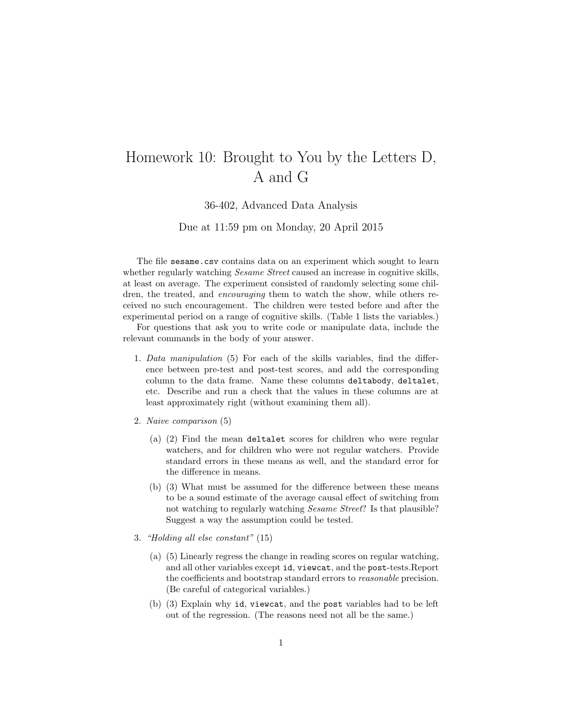# Homework 10: Brought to You by the Letters D, A and G

36-402, Advanced Data Analysis

Due at 11:59 pm on Monday, 20 April 2015

The file `sesame.csv` contains data on an experiment which sought to learn whether regularly watching *Sesame Street* caused an increase in cognitive skills, at least on average. The experiment consisted of randomly selecting some children, the treated, and *encouraging* them to watch the show, while others received no such encouragement. The children were tested before and after the experimental period on a range of cognitive skills. (Table 1 lists the variables.)

For questions that ask you to write code or manipulate data, include the relevant commands in the body of your answer.

1. *Data manipulation* (5) For each of the skills variables, find the difference between pre-test and post-test scores, and add the corresponding column to the data frame. Name these columns `deltabody`, `deltalet`, etc. Describe and run a check that the values in these columns are at least approximately right (without examining them all).

2. *Naive comparison* (5)

   (a) (2) Find the mean `deltalet` scores for children who were regular watchers, and for children who were not regular watchers. Provide standard errors in these means as well, and the standard error for the difference in means.

   (b) (3) What must be assumed for the difference between these means to be a sound estimate of the average causal effect of switching from not watching to regularly watching *Sesame Street*? Is that plausible? Suggest a way the assumption could be tested.

3. *"Holding all else constant"* (15)

   (a) (5) Linearly regress the change in reading scores on regular watching, and all other variables except `id`, `viewcat`, and the `post`-tests.Report the coefficients and bootstrap standard errors to *reasonable* precision. (Be careful of categorical variables.)

   (b) (3) Explain why `id`, `viewcat`, and the `post` variables had to be left out of the regression. (The reasons need not all be the same.)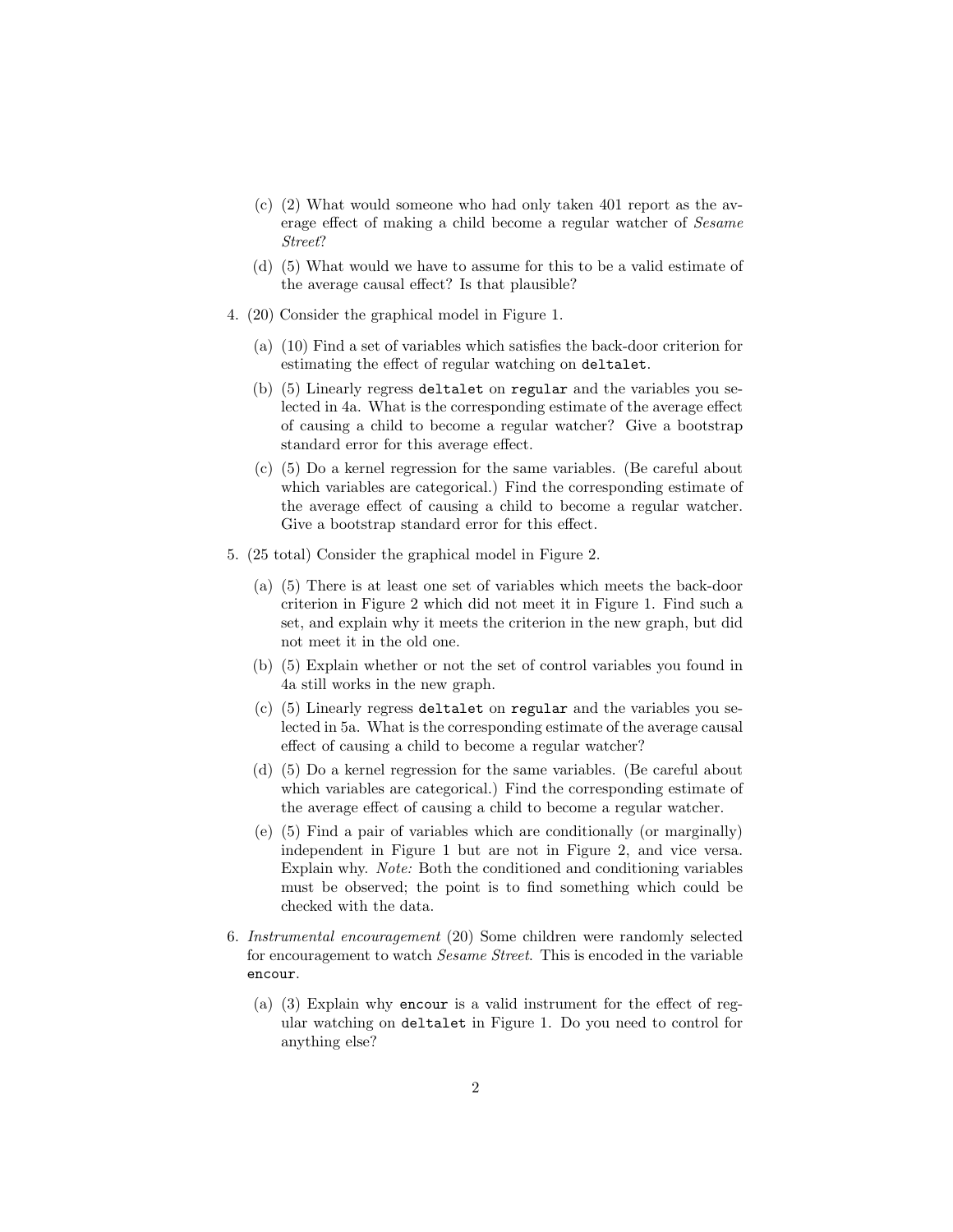(c) (2) What would someone who had only taken 401 report as the average effect of making a child become a regular watcher of *Sesame Street*?

(d) (5) What would we have to assume for this to be a valid estimate of the average causal effect? Is that plausible?

4. (20) Consider the graphical model in Figure 1.

   (a) (10) Find a set of variables which satisfies the back-door criterion for estimating the effect of regular watching on `deltalet`.

   (b) (5) Linearly regress `deltalet` on `regular` and the variables you selected in 4a. What is the corresponding estimate of the average effect of causing a child to become a regular watcher? Give a bootstrap standard error for this average effect.

   (c) (5) Do a kernel regression for the same variables. (Be careful about which variables are categorical.) Find the corresponding estimate of the average effect of causing a child to become a regular watcher. Give a bootstrap standard error for this effect.

5. (25 total) Consider the graphical model in Figure 2.

   (a) (5) There is at least one set of variables which meets the back-door criterion in Figure 2 which did not meet it in Figure 1. Find such a set, and explain why it meets the criterion in the new graph, but did not meet it in the old one.

   (b) (5) Explain whether or not the set of control variables you found in 4a still works in the new graph.

   (c) (5) Linearly regress `deltalet` on `regular` and the variables you selected in 5a. What is the corresponding estimate of the average causal effect of causing a child to become a regular watcher?

   (d) (5) Do a kernel regression for the same variables. (Be careful about which variables are categorical.) Find the corresponding estimate of the average effect of causing a child to become a regular watcher.

   (e) (5) Find a pair of variables which are conditionally (or marginally) independent in Figure 1 but are not in Figure 2, and vice versa. Explain why. *Note:* Both the conditioned and conditioning variables must be observed; the point is to find something which could be checked with the data.

6. *Instrumental encouragement* (20) Some children were randomly selected for encouragement to watch *Sesame Street*. This is encoded in the variable `encour`.

   (a) (3) Explain why `encour` is a valid instrument for the effect of regular watching on `deltalet` in Figure 1. Do you need to control for anything else?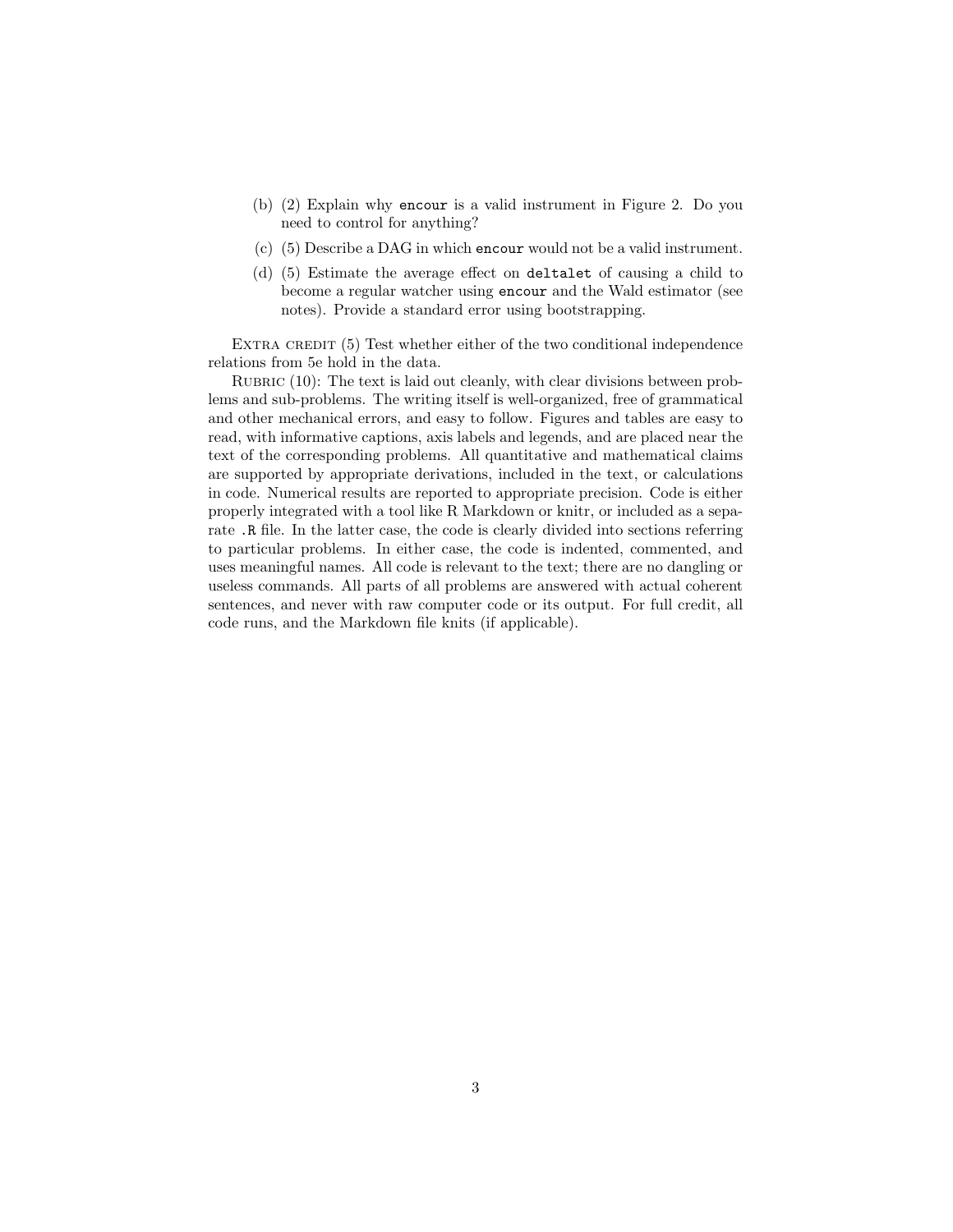(b) (2) Explain why `encour` is a valid instrument in Figure 2. Do you need to control for anything?

(c) (5) Describe a DAG in which `encour` would not be a valid instrument.

(d) (5) Estimate the average effect on `deltalet` of causing a child to become a regular watcher using `encour` and the Wald estimator (see notes). Provide a standard error using bootstrapping.

Extra credit (5) Test whether either of the two conditional independence relations from 5e hold in the data.

Rubric (10): The text is laid out cleanly, with clear divisions between problems and sub-problems. The writing itself is well-organized, free of grammatical and other mechanical errors, and easy to follow. Figures and tables are easy to read, with informative captions, axis labels and legends, and are placed near the text of the corresponding problems. All quantitative and mathematical claims are supported by appropriate derivations, included in the text, or calculations in code. Numerical results are reported to appropriate precision. Code is either properly integrated with a tool like R Markdown or knitr, or included as a separate `.R` file. In the latter case, the code is clearly divided into sections referring to particular problems. In either case, the code is indented, commented, and uses meaningful names. All code is relevant to the text; there are no dangling or useless commands. All parts of all problems are answered with actual coherent sentences, and never with raw computer code or its output. For full credit, all code runs, and the Markdown file knits (if applicable).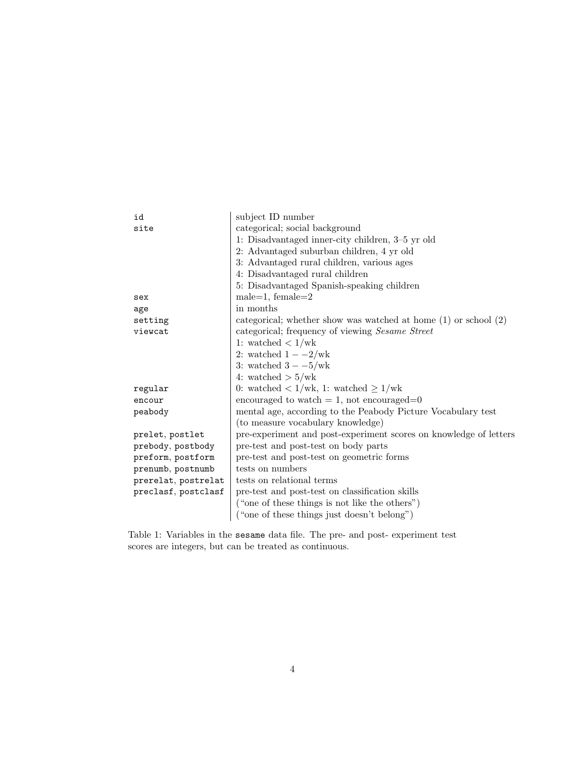| | |
|---|---|
| `id` | subject ID number |
| `site` | categorical; social background |
| | 1: Disadvantaged inner-city children, 3–5 yr old |
| | 2: Advantaged suburban children, 4 yr old |
| | 3: Advantaged rural children, various ages |
| | 4: Disadvantaged rural children |
| | 5: Disadvantaged Spanish-speaking children |
| `sex` | male=1, female=2 |
| `age` | in months |
| `setting` | categorical; whether show was watched at home (1) or school (2) |
| `viewcat` | categorical; frequency of viewing *Sesame Street* |
| | 1: watched $< 1$/wk |
| | 2: watched $1 - -2$/wk |
| | 3: watched $3 - -5$/wk |
| | 4: watched $> 5$/wk |
| `regular` | 0: watched $< 1$/wk, 1: watched $\geq 1$/wk |
| `encour` | encouraged to watch = 1, not encouraged=0 |
| `peabody` | mental age, according to the Peabody Picture Vocabulary test |
| | (to measure vocabulary knowledge) |
| `prelet`, `postlet` | pre-experiment and post-experiment scores on knowledge of letters |
| `prebody`, `postbody` | pre-test and post-test on body parts |
| `preform`, `postform` | pre-test and post-test on geometric forms |
| `prenumb`, `postnumb` | tests on numbers |
| `prerelat`, `postrelat` | tests on relational terms |
| `preclasf`, `postclasf` | pre-test and post-test on classification skills |
| | ("one of these things is not like the others") |
| | ("one of these things just doesn't belong") |

Table 1: Variables in the `sesame` data file. The pre- and post- experiment test scores are integers, but can be treated as continuous.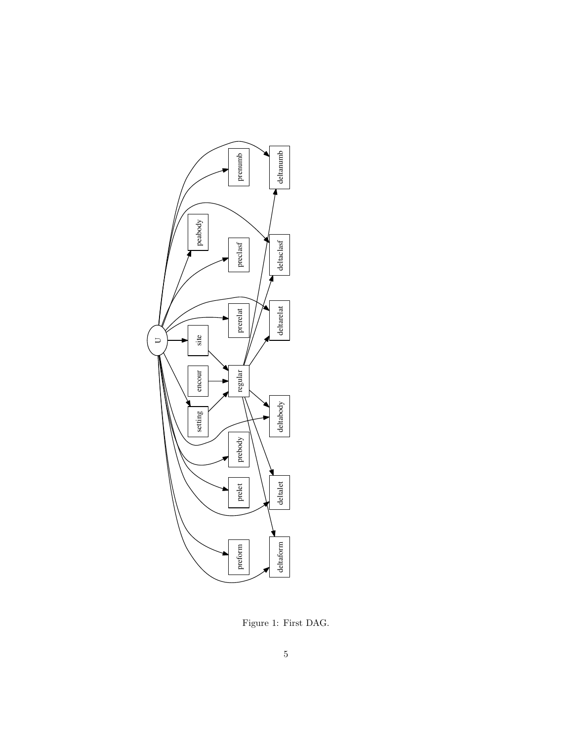U

site

encour

setting

peabody

regular

prenumb

preclasf

prerelat

prebody

prelet

preform

deltanumb

deltaclasf

deltarelat

deltabody

deltalet

deltaform

Figure 1: First DAG.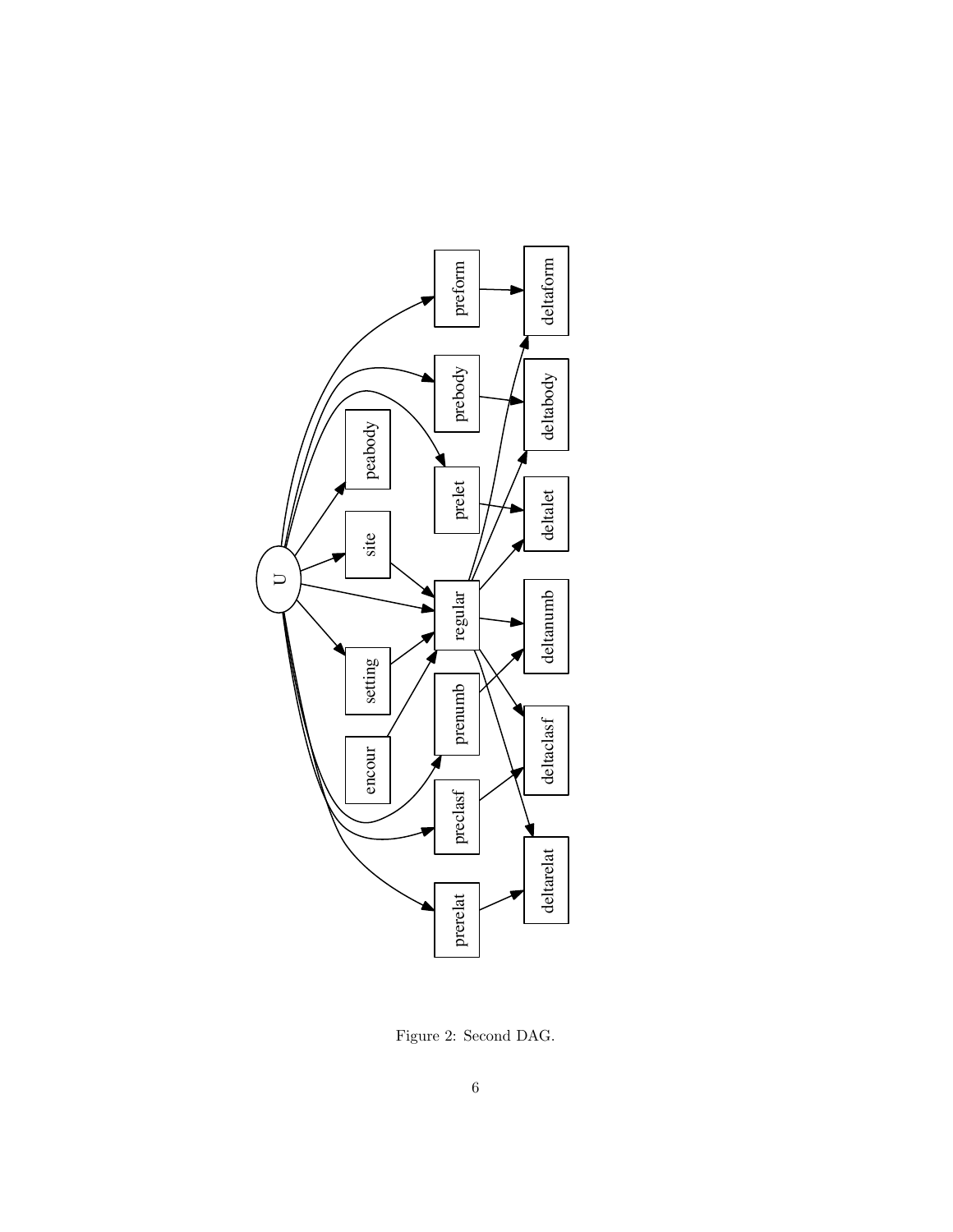U

peabody

site

setting

encour

preform

prebody

prelet

regular

prenumb

preclasf

prerelat

deltaform

deltabody

deltalet

deltanumb

deltaclasf

deltarelat

Figure 2: Second DAG.